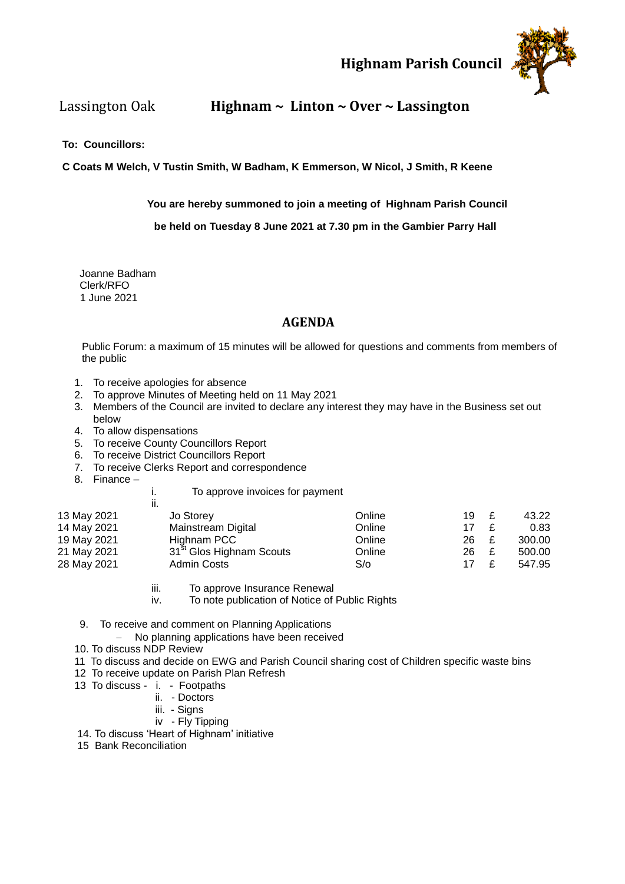# Highnam Parish Council

Lassington Oak **Highnam ~ Linton ~ Over ~ Lassington**

**To: Councillors:**

**C Coats M Welch, V Tustin Smith, W Badham, K Emmerson, W Nicol, J Smith, R Keene**

**You are hereby summoned to join a meeting of Highnam Parish Council**

**be held on Tuesday 8 June 2021 at 7.30 pm in the Gambier Parry Hall**

Joanne Badham
Clerk/RFO
1 June 2021

## AGENDA

Public Forum: a maximum of 15 minutes will be allowed for questions and comments from members of the public

1. To receive apologies for absence
2. To approve Minutes of Meeting held on 11 May 2021
3. Members of the Council are invited to declare any interest they may have in the Business set out below
4. To allow dispensations
5. To receive County Councillors Report
6. To receive District Councillors Report
7. To receive Clerks Report and correspondence
8. Finance –
   i. To approve invoices for payment
   ii.

| | | | | | |
|---|---|---|---|---|---|
| 13 May 2021 | Jo Storey | Online | 19 | £ | 43.22 |
| 14 May 2021 | Mainstream Digital | Online | 17 | £ | 0.83 |
| 19 May 2021 | Highnam PCC | Online | 26 | £ | 300.00 |
| 21 May 2021 | 31st Glos Highnam Scouts | Online | 26 | £ | 500.00 |
| 28 May 2021 | Admin Costs | S/o | 17 | £ | 547.95 |

   iii. To approve Insurance Renewal
   iv. To note publication of Notice of Public Rights

9. To receive and comment on Planning Applications
   - No planning applications have been received
10. To discuss NDP Review
11. To discuss and decide on EWG and Parish Council sharing cost of Children specific waste bins
12. To receive update on Parish Plan Refresh
13. To discuss - i. - Footpaths
    ii. - Doctors
    iii. - Signs
    iv - Fly Tipping
14. To discuss 'Heart of Highnam' initiative
15. Bank Reconciliation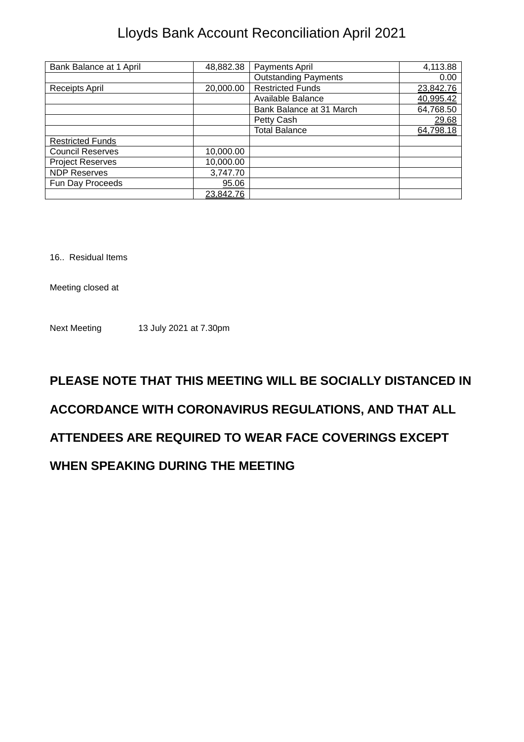# Lloyds Bank Account Reconciliation April 2021

| | | | |
|---|---|---|---|
| Bank Balance at 1 April | 48,882.38 | Payments April | 4,113.88 |
| | | Outstanding Payments | 0.00 |
| Receipts April | 20,000.00 | Restricted Funds | 23,842.76 |
| | | Available Balance | 40,995.42 |
| | | Bank Balance at 31 March | 64,768.50 |
| | | Petty Cash | 29.68 |
| | | Total Balance | 64,798.18 |
| Restricted Funds | | | |
| Council Reserves | 10,000.00 | | |
| Project Reserves | 10,000.00 | | |
| NDP Reserves | 3,747.70 | | |
| Fun Day Proceeds | 95.06 | | |
| | 23,842.76 | | |

16.. Residual Items

Meeting closed at

Next Meeting 13 July 2021 at 7.30pm

**PLEASE NOTE THAT THIS MEETING WILL BE SOCIALLY DISTANCED IN ACCORDANCE WITH CORONAVIRUS REGULATIONS, AND THAT ALL ATTENDEES ARE REQUIRED TO WEAR FACE COVERINGS EXCEPT WHEN SPEAKING DURING THE MEETING**